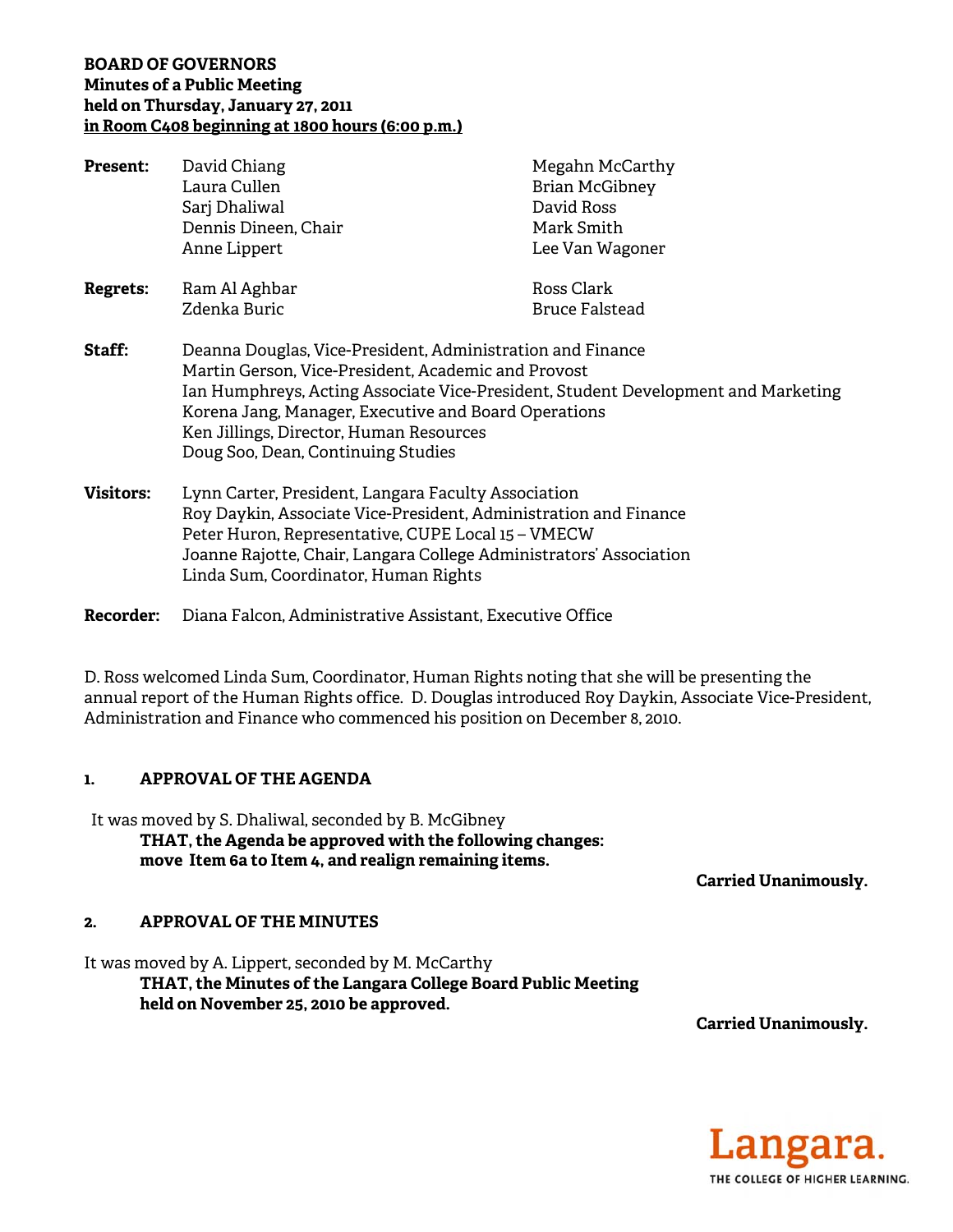**BOARD OF GOVERNORS**
**Minutes of a Public Meeting**
**held on Thursday, January 27, 2011**
**in Room C408 beginning at 1800 hours (6:00 p.m.)**

**Present:** David Chiang, Laura Cullen, Sarj Dhaliwal, Dennis Dineen, Chair, Anne Lippert, Megahn McCarthy, Brian McGibney, David Ross, Mark Smith, Lee Van Wagoner

**Regrets:** Ram Al Aghbar, Zdenka Buric, Ross Clark, Bruce Falstead

**Staff:**
Deanna Douglas, Vice-President, Administration and Finance
Martin Gerson, Vice-President, Academic and Provost
Ian Humphreys, Acting Associate Vice-President, Student Development and Marketing
Korena Jang, Manager, Executive and Board Operations
Ken Jillings, Director, Human Resources
Doug Soo, Dean, Continuing Studies

**Visitors:**
Lynn Carter, President, Langara Faculty Association
Roy Daykin, Associate Vice-President, Administration and Finance
Peter Huron, Representative, CUPE Local 15 – VMECW
Joanne Rajotte, Chair, Langara College Administrators' Association
Linda Sum, Coordinator, Human Rights

**Recorder:** Diana Falcon, Administrative Assistant, Executive Office

D. Ross welcomed Linda Sum, Coordinator, Human Rights noting that she will be presenting the annual report of the Human Rights office. D. Douglas introduced Roy Daykin, Associate Vice-President, Administration and Finance who commenced his position on December 8, 2010.

## 1. APPROVAL OF THE AGENDA

It was moved by S. Dhaliwal, seconded by B. McGibney

**THAT, the Agenda be approved with the following changes: move Item 6a to Item 4, and realign remaining items.**

**Carried Unanimously.**

## 2. APPROVAL OF THE MINUTES

It was moved by A. Lippert, seconded by M. McCarthy

**THAT, the Minutes of the Langara College Board Public Meeting held on November 25, 2010 be approved.**

**Carried Unanimously.**

Langara.
THE COLLEGE OF HIGHER LEARNING.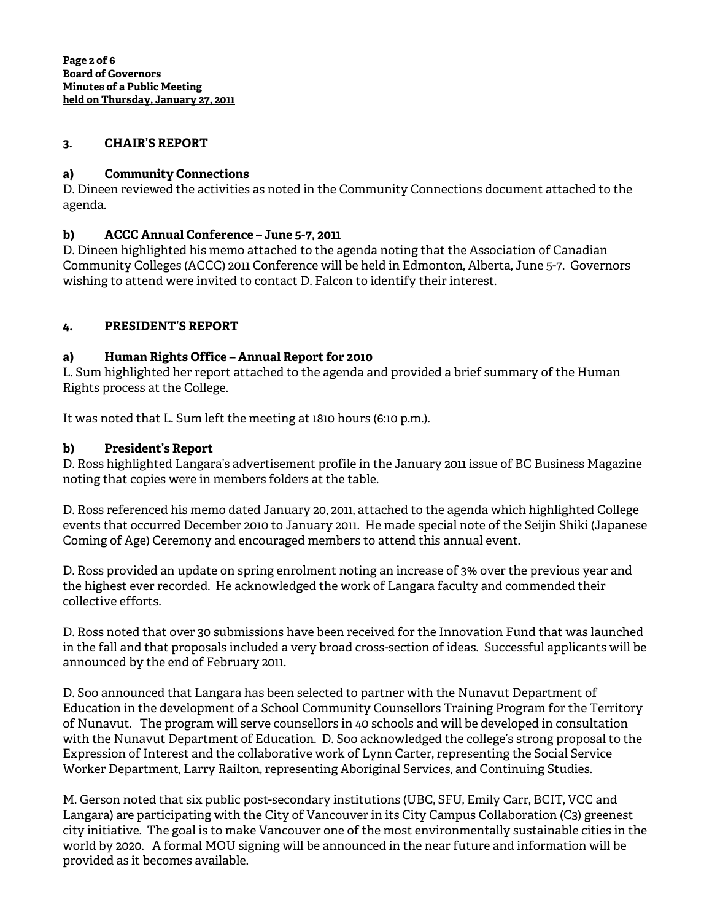## 3. CHAIR'S REPORT

### a) Community Connections

D. Dineen reviewed the activities as noted in the Community Connections document attached to the agenda.

### b) ACCC Annual Conference – June 5-7, 2011

D. Dineen highlighted his memo attached to the agenda noting that the Association of Canadian Community Colleges (ACCC) 2011 Conference will be held in Edmonton, Alberta, June 5-7. Governors wishing to attend were invited to contact D. Falcon to identify their interest.

## 4. PRESIDENT'S REPORT

### a) Human Rights Office – Annual Report for 2010

L. Sum highlighted her report attached to the agenda and provided a brief summary of the Human Rights process at the College.

It was noted that L. Sum left the meeting at 1810 hours (6:10 p.m.).

### b) President's Report

D. Ross highlighted Langara's advertisement profile in the January 2011 issue of BC Business Magazine noting that copies were in members folders at the table.

D. Ross referenced his memo dated January 20, 2011, attached to the agenda which highlighted College events that occurred December 2010 to January 2011. He made special note of the Seijin Shiki (Japanese Coming of Age) Ceremony and encouraged members to attend this annual event.

D. Ross provided an update on spring enrolment noting an increase of 3% over the previous year and the highest ever recorded. He acknowledged the work of Langara faculty and commended their collective efforts.

D. Ross noted that over 30 submissions have been received for the Innovation Fund that was launched in the fall and that proposals included a very broad cross-section of ideas. Successful applicants will be announced by the end of February 2011.

D. Soo announced that Langara has been selected to partner with the Nunavut Department of Education in the development of a School Community Counsellors Training Program for the Territory of Nunavut. The program will serve counsellors in 40 schools and will be developed in consultation with the Nunavut Department of Education. D. Soo acknowledged the college's strong proposal to the Expression of Interest and the collaborative work of Lynn Carter, representing the Social Service Worker Department, Larry Railton, representing Aboriginal Services, and Continuing Studies.

M. Gerson noted that six public post-secondary institutions (UBC, SFU, Emily Carr, BCIT, VCC and Langara) are participating with the City of Vancouver in its City Campus Collaboration (C3) greenest city initiative. The goal is to make Vancouver one of the most environmentally sustainable cities in the world by 2020. A formal MOU signing will be announced in the near future and information will be provided as it becomes available.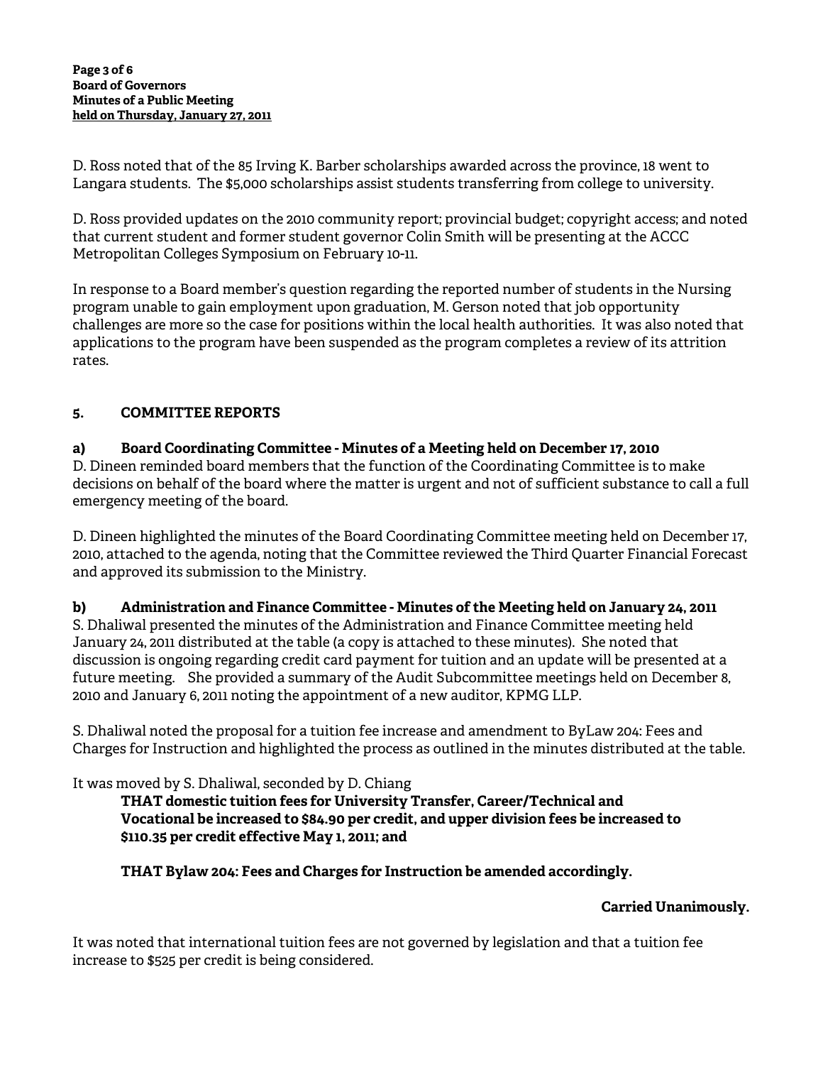D. Ross noted that of the 85 Irving K. Barber scholarships awarded across the province, 18 went to Langara students. The $5,000 scholarships assist students transferring from college to university.

D. Ross provided updates on the 2010 community report; provincial budget; copyright access; and noted that current student and former student governor Colin Smith will be presenting at the ACCC Metropolitan Colleges Symposium on February 10-11.

In response to a Board member's question regarding the reported number of students in the Nursing program unable to gain employment upon graduation, M. Gerson noted that job opportunity challenges are more so the case for positions within the local health authorities. It was also noted that applications to the program have been suspended as the program completes a review of its attrition rates.

## 5. COMMITTEE REPORTS

### a) Board Coordinating Committee - Minutes of a Meeting held on December 17, 2010

D. Dineen reminded board members that the function of the Coordinating Committee is to make decisions on behalf of the board where the matter is urgent and not of sufficient substance to call a full emergency meeting of the board.

D. Dineen highlighted the minutes of the Board Coordinating Committee meeting held on December 17, 2010, attached to the agenda, noting that the Committee reviewed the Third Quarter Financial Forecast and approved its submission to the Ministry.

### b) Administration and Finance Committee - Minutes of the Meeting held on January 24, 2011

S. Dhaliwal presented the minutes of the Administration and Finance Committee meeting held January 24, 2011 distributed at the table (a copy is attached to these minutes). She noted that discussion is ongoing regarding credit card payment for tuition and an update will be presented at a future meeting. She provided a summary of the Audit Subcommittee meetings held on December 8, 2010 and January 6, 2011 noting the appointment of a new auditor, KPMG LLP.

S. Dhaliwal noted the proposal for a tuition fee increase and amendment to ByLaw 204: Fees and Charges for Instruction and highlighted the process as outlined in the minutes distributed at the table.

It was moved by S. Dhaliwal, seconded by D. Chiang

> **THAT domestic tuition fees for University Transfer, Career/Technical and Vocational be increased to $84.90 per credit, and upper division fees be increased to $110.35 per credit effective May 1, 2011; and**
>
> **THAT Bylaw 204: Fees and Charges for Instruction be amended accordingly.**

**Carried Unanimously.**

It was noted that international tuition fees are not governed by legislation and that a tuition fee increase to $525 per credit is being considered.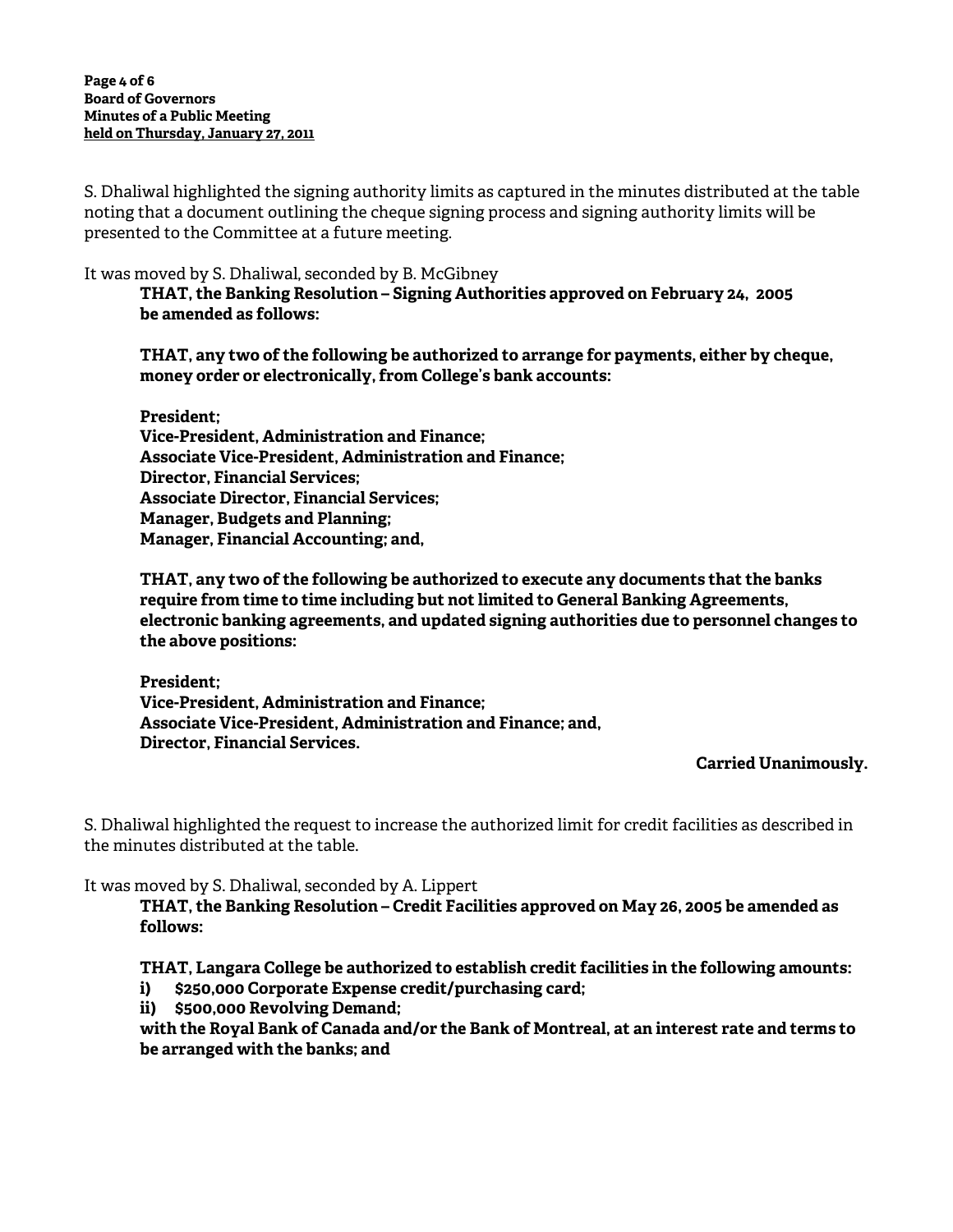S. Dhaliwal highlighted the signing authority limits as captured in the minutes distributed at the table noting that a document outlining the cheque signing process and signing authority limits will be presented to the Committee at a future meeting.

It was moved by S. Dhaliwal, seconded by B. McGibney

**THAT, the Banking Resolution – Signing Authorities approved on February 24, 2005 be amended as follows:**

**THAT, any two of the following be authorized to arrange for payments, either by cheque, money order or electronically, from College's bank accounts:**

**President;**
**Vice-President, Administration and Finance;**
**Associate Vice-President, Administration and Finance;**
**Director, Financial Services;**
**Associate Director, Financial Services;**
**Manager, Budgets and Planning;**
**Manager, Financial Accounting; and,**

**THAT, any two of the following be authorized to execute any documents that the banks require from time to time including but not limited to General Banking Agreements, electronic banking agreements, and updated signing authorities due to personnel changes to the above positions:**

**President;**
**Vice-President, Administration and Finance;**
**Associate Vice-President, Administration and Finance; and,**
**Director, Financial Services.**

**Carried Unanimously.**

S. Dhaliwal highlighted the request to increase the authorized limit for credit facilities as described in the minutes distributed at the table.

It was moved by S. Dhaliwal, seconded by A. Lippert

**THAT, the Banking Resolution – Credit Facilities approved on May 26, 2005 be amended as follows:**

**THAT, Langara College be authorized to establish credit facilities in the following amounts:**

**i) $250,000 Corporate Expense credit/purchasing card;**
**ii) $500,000 Revolving Demand;**

**with the Royal Bank of Canada and/or the Bank of Montreal, at an interest rate and terms to be arranged with the banks; and**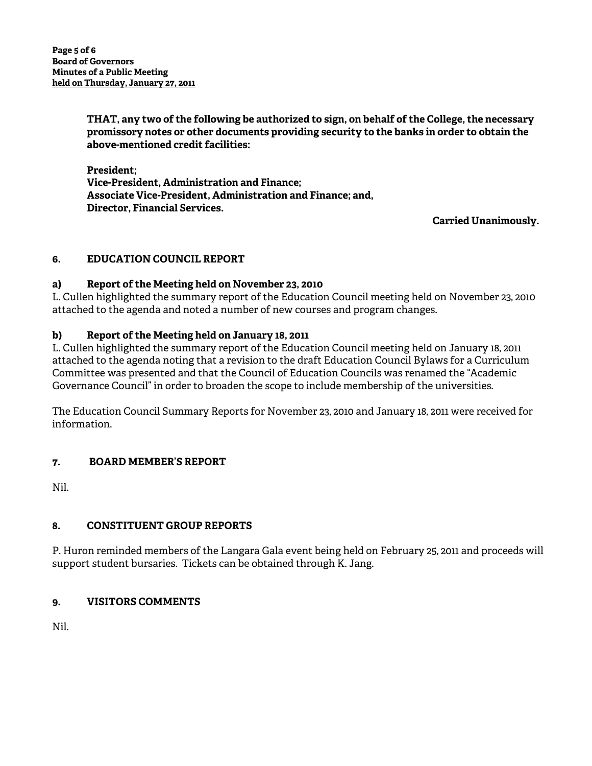**THAT, any two of the following be authorized to sign, on behalf of the College, the necessary promissory notes or other documents providing security to the banks in order to obtain the above-mentioned credit facilities:**

**President;**
**Vice-President, Administration and Finance;**
**Associate Vice-President, Administration and Finance; and,**
**Director, Financial Services.**

**Carried Unanimously.**

## 6. EDUCATION COUNCIL REPORT

### a) Report of the Meeting held on November 23, 2010

L. Cullen highlighted the summary report of the Education Council meeting held on November 23, 2010 attached to the agenda and noted a number of new courses and program changes.

### b) Report of the Meeting held on January 18, 2011

L. Cullen highlighted the summary report of the Education Council meeting held on January 18, 2011 attached to the agenda noting that a revision to the draft Education Council Bylaws for a Curriculum Committee was presented and that the Council of Education Councils was renamed the "Academic Governance Council" in order to broaden the scope to include membership of the universities.

The Education Council Summary Reports for November 23, 2010 and January 18, 2011 were received for information.

## 7. BOARD MEMBER'S REPORT

Nil.

## 8. CONSTITUENT GROUP REPORTS

P. Huron reminded members of the Langara Gala event being held on February 25, 2011 and proceeds will support student bursaries. Tickets can be obtained through K. Jang.

## 9. VISITORS COMMENTS

Nil.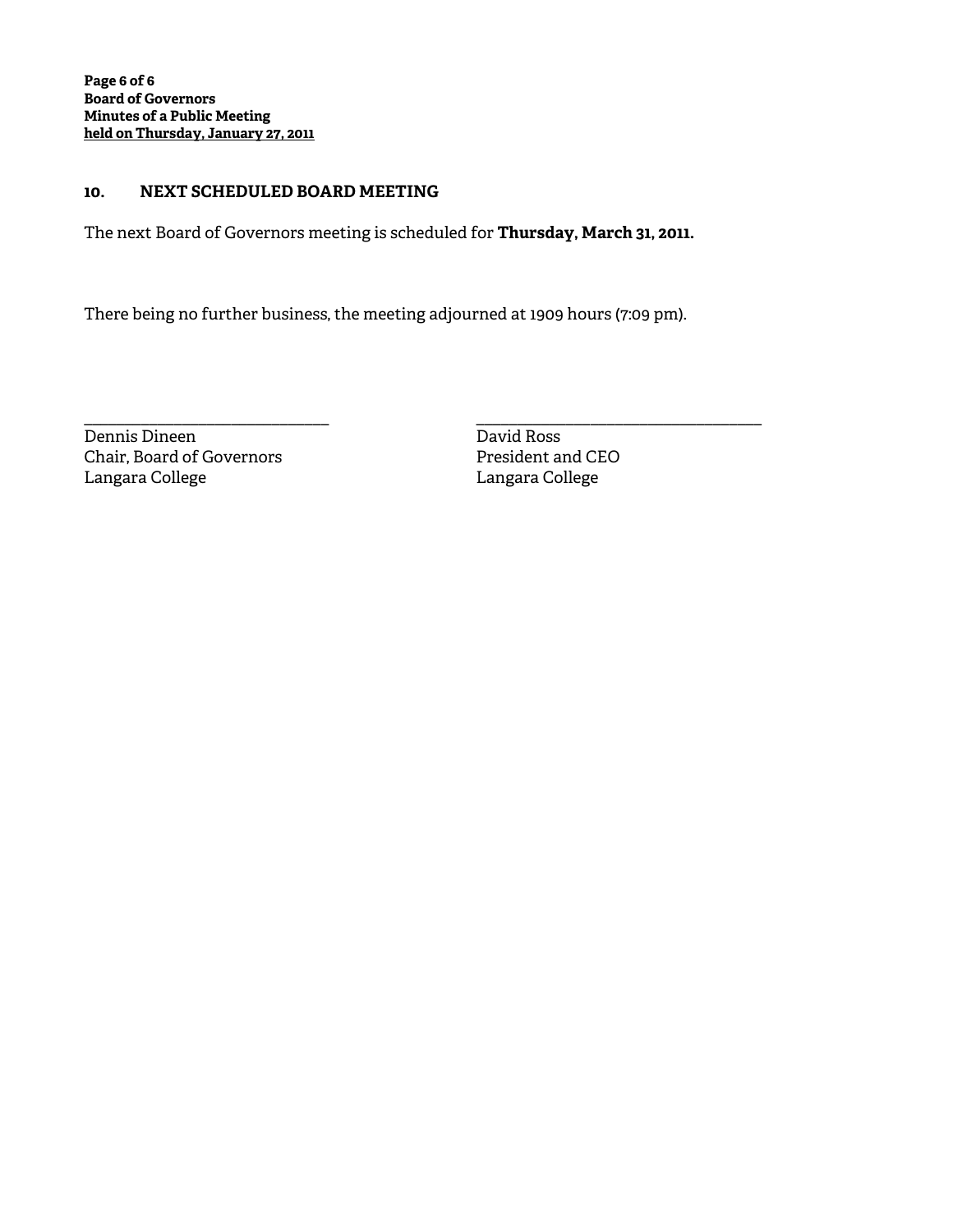## 10. NEXT SCHEDULED BOARD MEETING

The next Board of Governors meeting is scheduled for **Thursday, March 31, 2011.**

There being no further business, the meeting adjourned at 1909 hours (7:09 pm).

| | |
|---|---|
| \_\_\_\_\_\_\_\_\_\_\_\_\_\_\_\_\_\_\_\_\_\_\_\_\_\_\_\_\_\_\_ | \_\_\_\_\_\_\_\_\_\_\_\_\_\_\_\_\_\_\_\_\_\_\_\_\_\_\_\_\_\_\_\_\_\_\_\_ |
| Dennis Dineen<br>Chair, Board of Governors<br>Langara College | David Ross<br>President and CEO<br>Langara College |